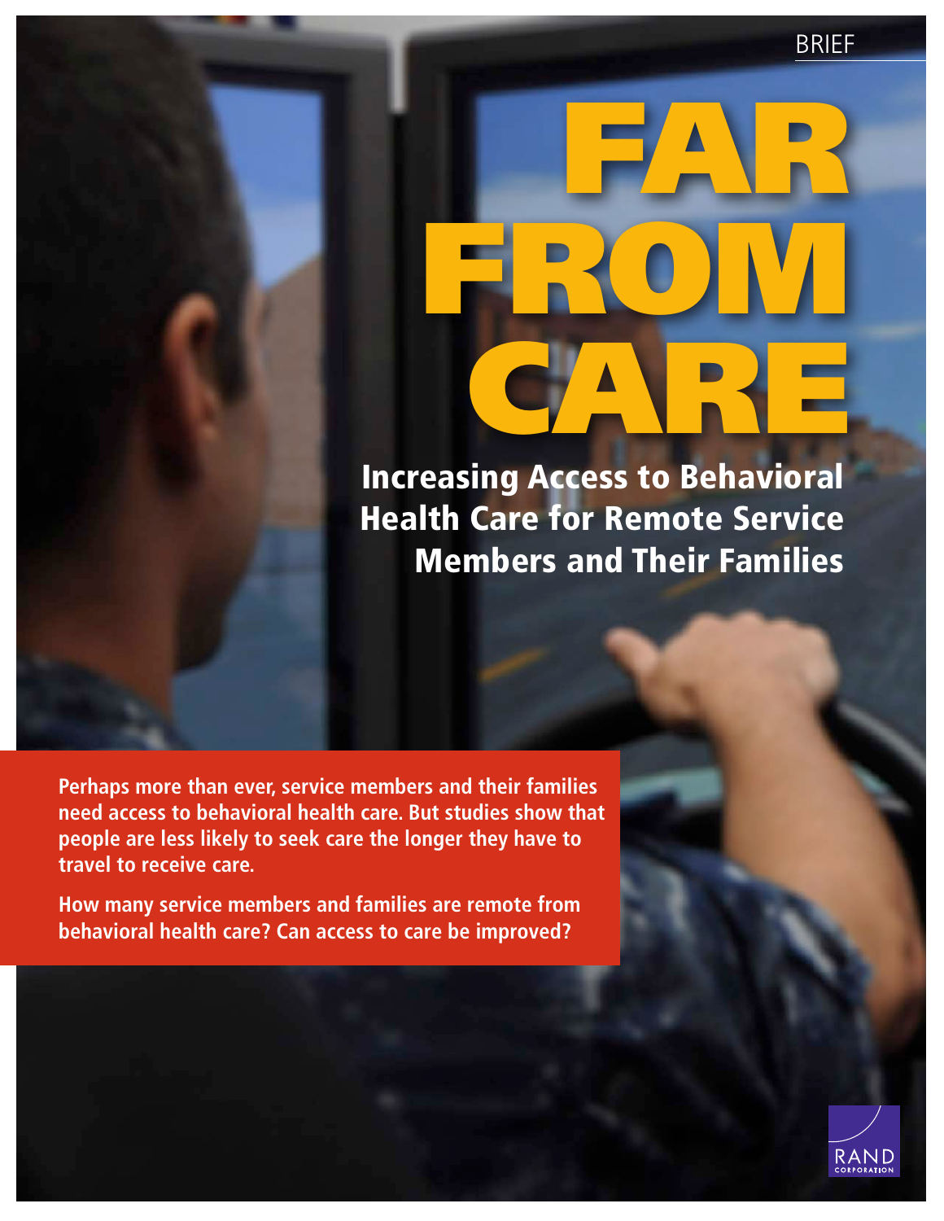BRIEF

# FAR FROM CARE

## Increasing Access to Behavioral Health Care for Remote Service Members and Their Families

**Perhaps more than ever, service members and their families need access to behavioral health care. But studies show that people are less likely to seek care the longer they have to travel to receive care.**

**How many service members and families are remote from behavioral health care? Can access to care be improved?**

RAND CORPORATION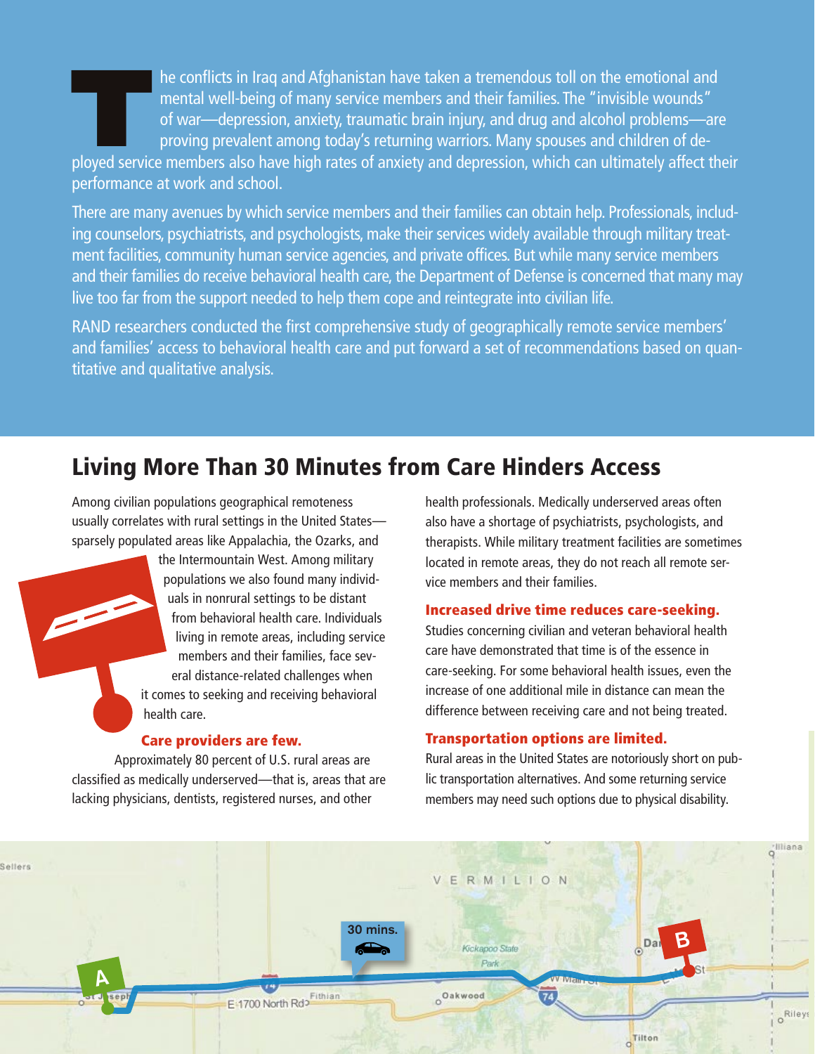The conflicts in Iraq and Afghanistan have taken a tremendous toll on the emotional and mental well-being of many service members and their families. The "invisible wounds" of war—depression, anxiety, traumatic brain injury, and drug and alcohol problems—are proving prevalent among today's returning warriors. Many spouses and children of deployed service members also have high rates of anxiety and depression, which can ultimately affect their performance at work and school.

There are many avenues by which service members and their families can obtain help. Professionals, including counselors, psychiatrists, and psychologists, make their services widely available through military treatment facilities, community human service agencies, and private offices. But while many service members and their families do receive behavioral health care, the Department of Defense is concerned that many may live too far from the support needed to help them cope and reintegrate into civilian life.

RAND researchers conducted the first comprehensive study of geographically remote service members' and families' access to behavioral health care and put forward a set of recommendations based on quantitative and qualitative analysis.

## Living More Than 30 Minutes from Care Hinders Access

Among civilian populations geographical remoteness usually correlates with rural settings in the United States—sparsely populated areas like Appalachia, the Ozarks, and the Intermountain West. Among military populations we also found many individuals in nonrural settings to be distant from behavioral health care. Individuals living in remote areas, including service members and their families, face several distance-related challenges when it comes to seeking and receiving behavioral health care.

**Care providers are few.** Approximately 80 percent of U.S. rural areas are classified as medically underserved—that is, areas that are lacking physicians, dentists, registered nurses, and other health professionals. Medically underserved areas often also have a shortage of psychiatrists, psychologists, and therapists. While military treatment facilities are sometimes located in remote areas, they do not reach all remote service members and their families.

**Increased drive time reduces care-seeking.** Studies concerning civilian and veteran behavioral health care have demonstrated that time is of the essence in care-seeking. For some behavioral health issues, even the increase of one additional mile in distance can mean the difference between receiving care and not being treated.

**Transportation options are limited.** Rural areas in the United States are notoriously short on public transportation alternatives. And some returning service members may need such options due to physical disability.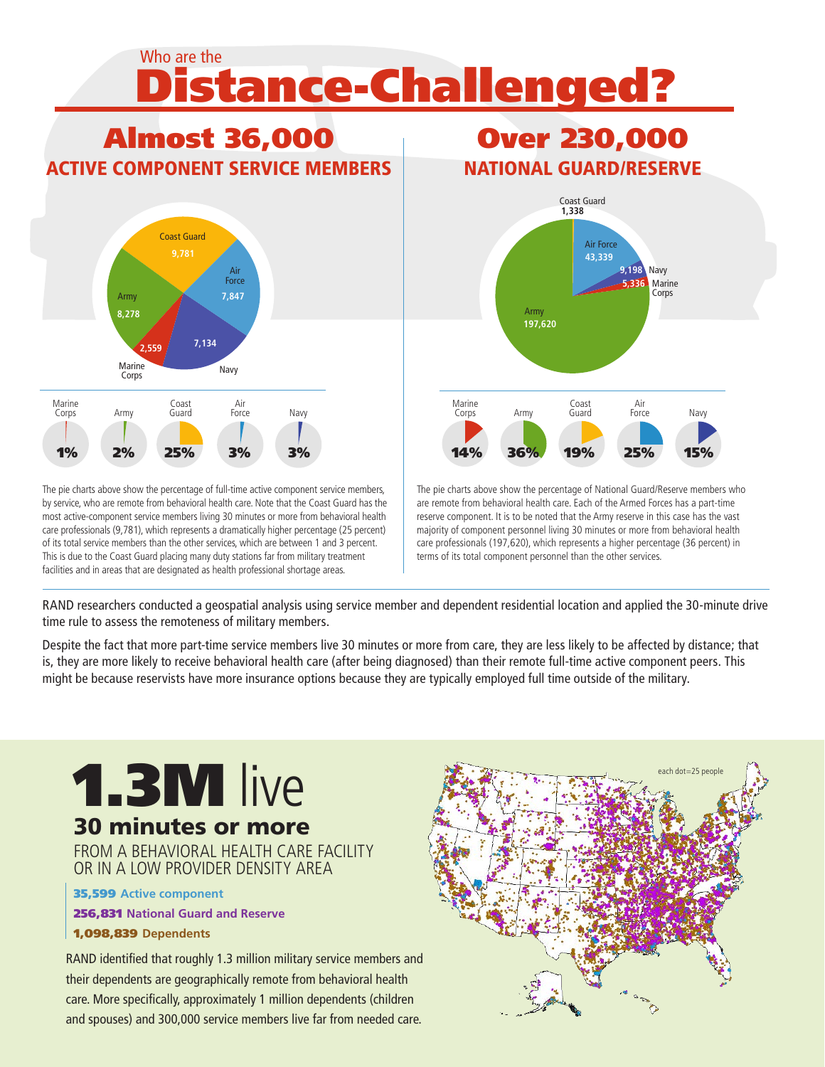Who are the

# Distance-Challenged?

## Almost 36,000

### ACTIVE COMPONENT SERVICE MEMBERS

| Service | Members |
|---|---|
| Coast Guard | 9,781 |
| Air Force | 7,847 |
| Navy | 7,134 |
| Marine Corps | 2,559 |
| Army | 8,278 |

| Marine Corps | Army | Coast Guard | Air Force | Navy |
|---|---|---|---|---|
| 1% | 2% | 25% | 3% | 3% |

The pie charts above show the percentage of full-time active component service members, by service, who are remote from behavioral health care. Note that the Coast Guard has the most active-component service members living 30 minutes or more from behavioral health care professionals (9,781), which represents a dramatically higher percentage (25 percent) of its total service members than the other services, which are between 1 and 3 percent. This is due to the Coast Guard placing many duty stations far from military treatment facilities and in areas that are designated as health professional shortage areas.

## Over 230,000

### NATIONAL GUARD/RESERVE

| Service | Members |
|---|---|
| Coast Guard | 1,338 |
| Air Force | 43,339 |
| Navy | 9,198 |
| Marine Corps | 5,336 |
| Army | 197,620 |

| Marine Corps | Army | Coast Guard | Air Force | Navy |
|---|---|---|---|---|
| 14% | 36% | 19% | 25% | 15% |

The pie charts above show the percentage of National Guard/Reserve members who are remote from behavioral health care. Each of the Armed Forces has a part-time reserve component. It is to be noted that the Army reserve in this case has the vast majority of component personnel living 30 minutes or more from behavioral health care professionals (197,620), which represents a higher percentage (36 percent) in terms of its total component personnel than the other services.

RAND researchers conducted a geospatial analysis using service member and dependent residential location and applied the 30-minute drive time rule to assess the remoteness of military members.

Despite the fact that more part-time service members live 30 minutes or more from care, they are less likely to be affected by distance; that is, they are more likely to receive behavioral health care (after being diagnosed) than their remote full-time active component peers. This might be because reservists have more insurance options because they are typically employed full time outside of the military.

## 1.3M live

### 30 minutes or more

FROM A BEHAVIORAL HEALTH CARE FACILITY OR IN A LOW PROVIDER DENSITY AREA

- **35,599** Active component
- **256,831** National Guard and Reserve
- **1,098,839** Dependents

RAND identified that roughly 1.3 million military service members and their dependents are geographically remote from behavioral health care. More specifically, approximately 1 million dependents (children and spouses) and 300,000 service members live far from needed care.

each dot=25 people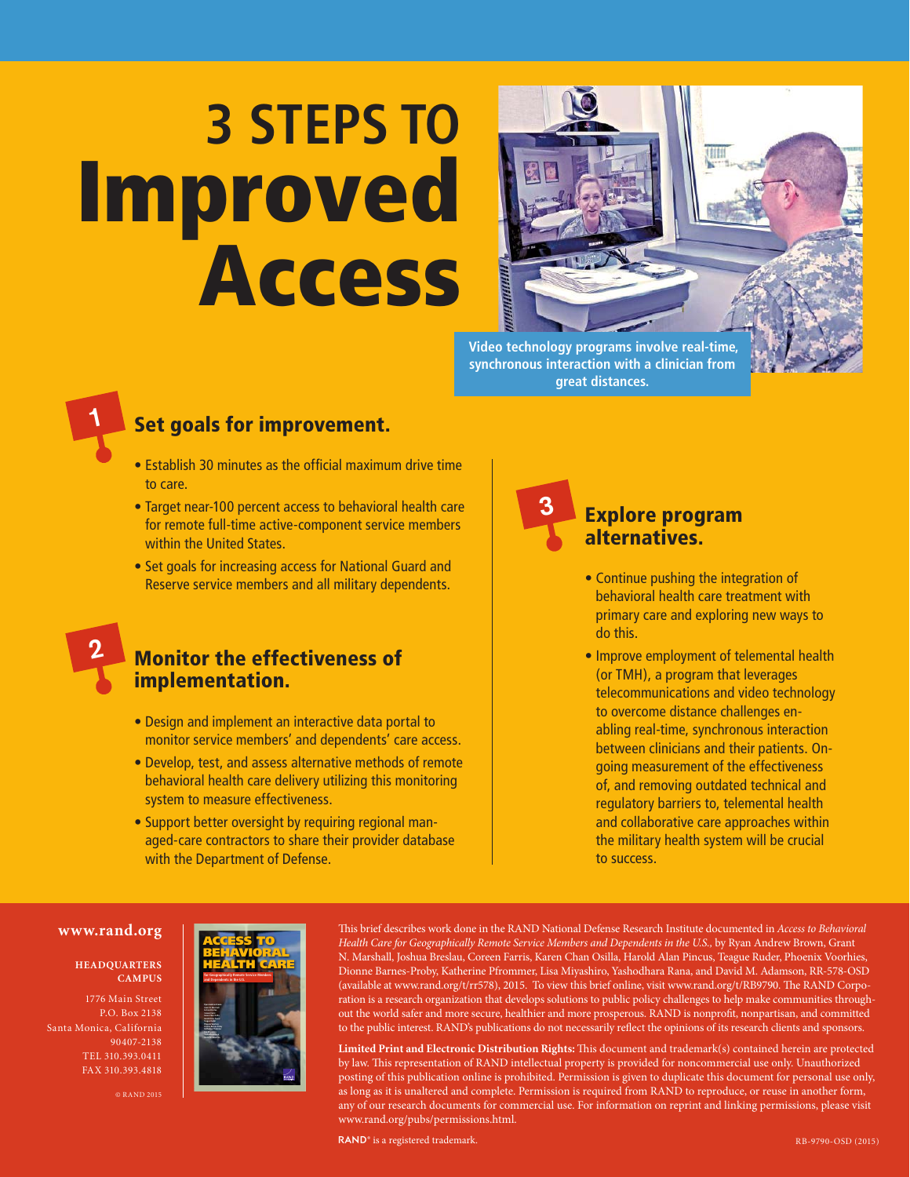# 3 STEPS TO Improved Access

Video technology programs involve real-time, synchronous interaction with a clinician from great distances.

## 1 Set goals for improvement.

- Establish 30 minutes as the official maximum drive time to care.
- Target near-100 percent access to behavioral health care for remote full-time active-component service members within the United States.
- Set goals for increasing access for National Guard and Reserve service members and all military dependents.

## 2 Monitor the effectiveness of implementation.

- Design and implement an interactive data portal to monitor service members' and dependents' care access.
- Develop, test, and assess alternative methods of remote behavioral health care delivery utilizing this monitoring system to measure effectiveness.
- Support better oversight by requiring regional managed-care contractors to share their provider database with the Department of Defense.

## 3 Explore program alternatives.

- Continue pushing the integration of behavioral health care treatment with primary care and exploring new ways to do this.
- Improve employment of telemental health (or TMH), a program that leverages telecommunications and video technology to overcome distance challenges enabling real-time, synchronous interaction between clinicians and their patients. Ongoing measurement of the effectiveness of, and removing outdated technical and regulatory barriers to, telemental health and collaborative care approaches within the military health system will be crucial to success.

---

**www.rand.org**

**HEADQUARTERS CAMPUS**

1776 Main Street
P.O. Box 2138
Santa Monica, California
90407-2138
TEL 310.393.0411
FAX 310.393.4818

© RAND 2015

This brief describes work done in the RAND National Defense Research Institute documented in *Access to Behavioral Health Care for Geographically Remote Service Members and Dependents in the U.S.*, by Ryan Andrew Brown, Grant N. Marshall, Joshua Breslau, Coreen Farris, Karen Chan Osilla, Harold Alan Pincus, Teague Ruder, Phoenix Voorhies, Dionne Barnes-Proby, Katherine Pfrommer, Lisa Miyashiro, Yashodhara Rana, and David M. Adamson, RR-578-OSD (available at www.rand.org/t/rr578), 2015. To view this brief online, visit www.rand.org/t/RB9790. The RAND Corporation is a research organization that develops solutions to public policy challenges to help make communities throughout the world safer and more secure, healthier and more prosperous. RAND is nonprofit, nonpartisan, and committed to the public interest. RAND's publications do not necessarily reflect the opinions of its research clients and sponsors.

**Limited Print and Electronic Distribution Rights:** This document and trademark(s) contained herein are protected by law. This representation of RAND intellectual property is provided for noncommercial use only. Unauthorized posting of this publication online is prohibited. Permission is given to duplicate this document for personal use only, as long as it is unaltered and complete. Permission is required from RAND to reproduce, or reuse in another form, any of our research documents for commercial use. For information on reprint and linking permissions, please visit www.rand.org/pubs/permissions.html.

RAND® is a registered trademark.

RB-9790-OSD (2015)